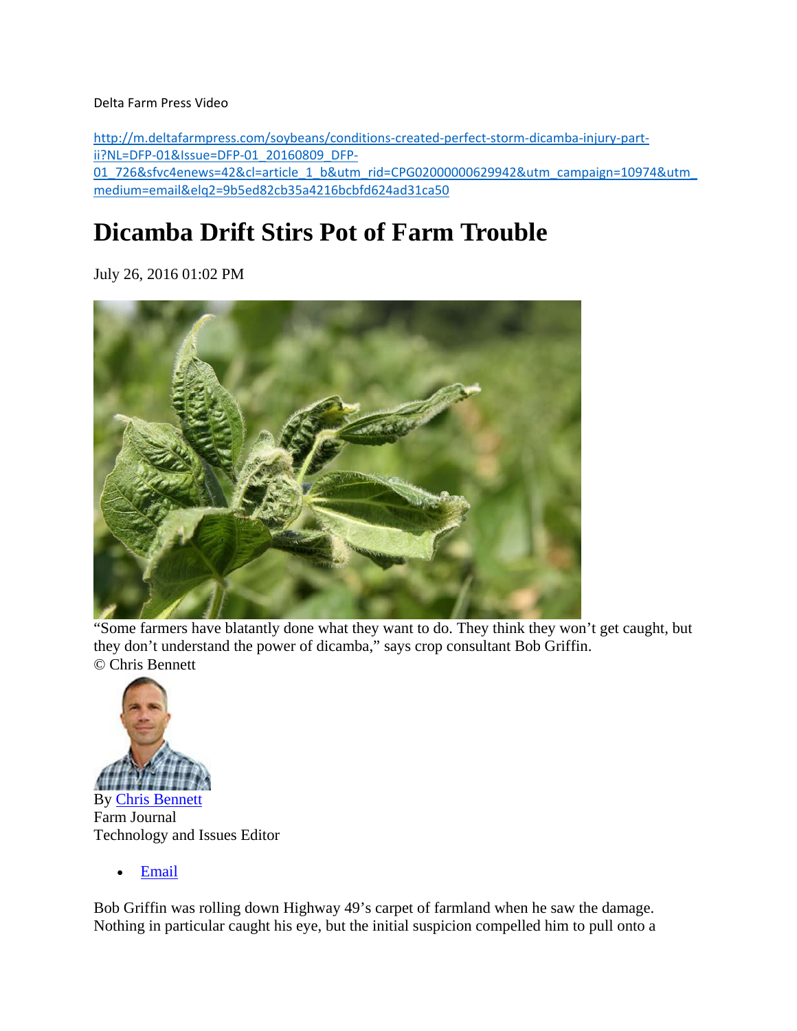Delta Farm Press Video

http://m.deltafarmpress.com/soybeans/conditions-created-perfect-storm-dicamba-injury-part-ii?NL=DFP-01&Issue=DFP-01_20160809_DFP-01_726&sfvc4enews=42&cl=article_1_b&utm_rid=CPG02000000629942&utm_campaign=10974&utm_medium=email&elq2=9b5ed82cb35a4216bcbfd624ad31ca50

# Dicamba Drift Stirs Pot of Farm Trouble

July 26, 2016 01:02 PM

"Some farmers have blatantly done what they want to do. They think they won't get caught, but they don't understand the power of dicamba," says crop consultant Bob Griffin.
© Chris Bennett

By Chris Bennett
Farm Journal
Technology and Issues Editor

- Email

Bob Griffin was rolling down Highway 49's carpet of farmland when he saw the damage. Nothing in particular caught his eye, but the initial suspicion compelled him to pull onto a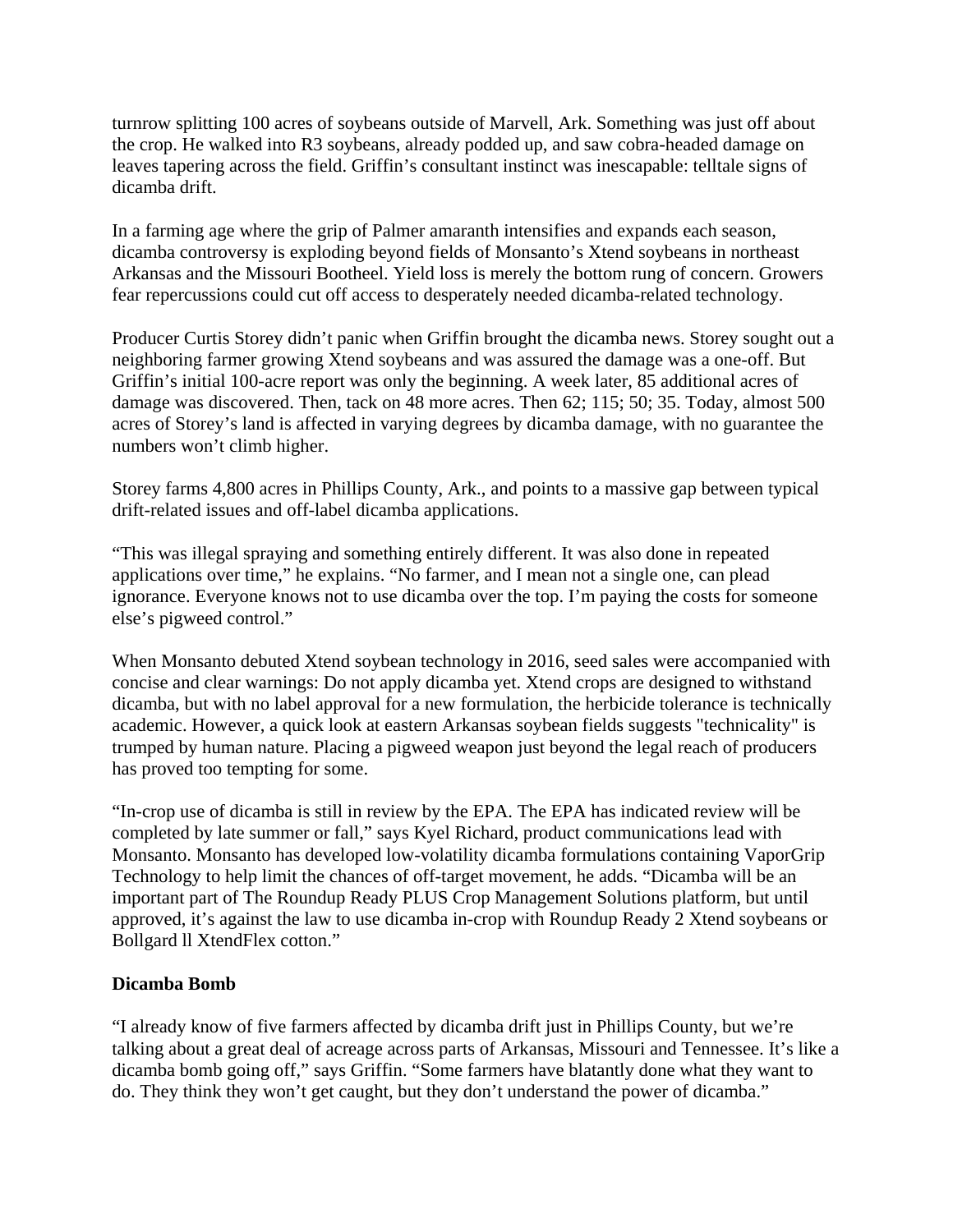turnrow splitting 100 acres of soybeans outside of Marvell, Ark. Something was just off about the crop. He walked into R3 soybeans, already podded up, and saw cobra-headed damage on leaves tapering across the field. Griffin's consultant instinct was inescapable: telltale signs of dicamba drift.

In a farming age where the grip of Palmer amaranth intensifies and expands each season, dicamba controversy is exploding beyond fields of Monsanto's Xtend soybeans in northeast Arkansas and the Missouri Bootheel. Yield loss is merely the bottom rung of concern. Growers fear repercussions could cut off access to desperately needed dicamba-related technology.

Producer Curtis Storey didn't panic when Griffin brought the dicamba news. Storey sought out a neighboring farmer growing Xtend soybeans and was assured the damage was a one-off. But Griffin's initial 100-acre report was only the beginning. A week later, 85 additional acres of damage was discovered. Then, tack on 48 more acres. Then 62; 115; 50; 35. Today, almost 500 acres of Storey's land is affected in varying degrees by dicamba damage, with no guarantee the numbers won't climb higher.

Storey farms 4,800 acres in Phillips County, Ark., and points to a massive gap between typical drift-related issues and off-label dicamba applications.

"This was illegal spraying and something entirely different. It was also done in repeated applications over time," he explains. "No farmer, and I mean not a single one, can plead ignorance. Everyone knows not to use dicamba over the top. I'm paying the costs for someone else's pigweed control."

When Monsanto debuted Xtend soybean technology in 2016, seed sales were accompanied with concise and clear warnings: Do not apply dicamba yet. Xtend crops are designed to withstand dicamba, but with no label approval for a new formulation, the herbicide tolerance is technically academic. However, a quick look at eastern Arkansas soybean fields suggests "technicality" is trumped by human nature. Placing a pigweed weapon just beyond the legal reach of producers has proved too tempting for some.

"In-crop use of dicamba is still in review by the EPA. The EPA has indicated review will be completed by late summer or fall," says Kyel Richard, product communications lead with Monsanto. Monsanto has developed low-volatility dicamba formulations containing VaporGrip Technology to help limit the chances of off-target movement, he adds. "Dicamba will be an important part of The Roundup Ready PLUS Crop Management Solutions platform, but until approved, it's against the law to use dicamba in-crop with Roundup Ready 2 Xtend soybeans or Bollgard ll XtendFlex cotton."

**Dicamba Bomb**

"I already know of five farmers affected by dicamba drift just in Phillips County, but we're talking about a great deal of acreage across parts of Arkansas, Missouri and Tennessee. It's like a dicamba bomb going off," says Griffin. "Some farmers have blatantly done what they want to do. They think they won't get caught, but they don't understand the power of dicamba."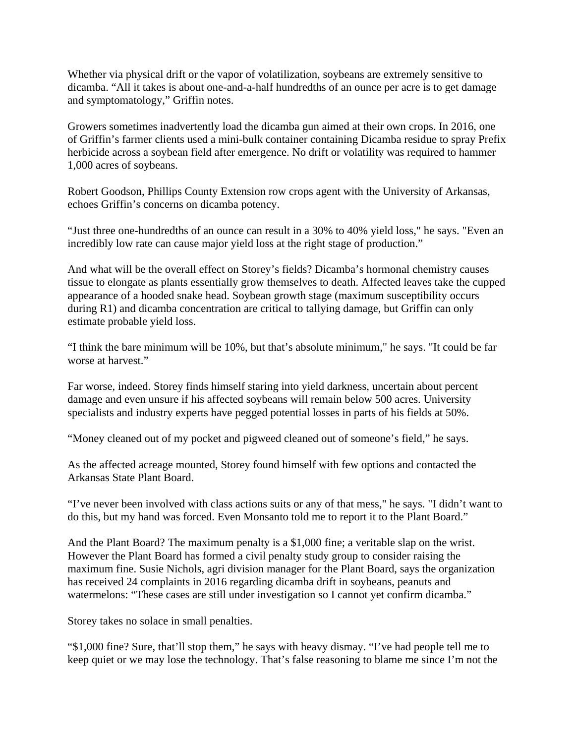Whether via physical drift or the vapor of volatilization, soybeans are extremely sensitive to dicamba. "All it takes is about one-and-a-half hundredths of an ounce per acre is to get damage and symptomatology," Griffin notes.

Growers sometimes inadvertently load the dicamba gun aimed at their own crops. In 2016, one of Griffin's farmer clients used a mini-bulk container containing Dicamba residue to spray Prefix herbicide across a soybean field after emergence. No drift or volatility was required to hammer 1,000 acres of soybeans.

Robert Goodson, Phillips County Extension row crops agent with the University of Arkansas, echoes Griffin's concerns on dicamba potency.

"Just three one-hundredths of an ounce can result in a 30% to 40% yield loss," he says. "Even an incredibly low rate can cause major yield loss at the right stage of production."

And what will be the overall effect on Storey's fields? Dicamba's hormonal chemistry causes tissue to elongate as plants essentially grow themselves to death. Affected leaves take the cupped appearance of a hooded snake head. Soybean growth stage (maximum susceptibility occurs during R1) and dicamba concentration are critical to tallying damage, but Griffin can only estimate probable yield loss.

"I think the bare minimum will be 10%, but that's absolute minimum," he says. "It could be far worse at harvest."

Far worse, indeed. Storey finds himself staring into yield darkness, uncertain about percent damage and even unsure if his affected soybeans will remain below 500 acres. University specialists and industry experts have pegged potential losses in parts of his fields at 50%.

"Money cleaned out of my pocket and pigweed cleaned out of someone's field," he says.

As the affected acreage mounted, Storey found himself with few options and contacted the Arkansas State Plant Board.

"I've never been involved with class actions suits or any of that mess," he says. "I didn't want to do this, but my hand was forced. Even Monsanto told me to report it to the Plant Board."

And the Plant Board? The maximum penalty is a $1,000 fine; a veritable slap on the wrist. However the Plant Board has formed a civil penalty study group to consider raising the maximum fine. Susie Nichols, agri division manager for the Plant Board, says the organization has received 24 complaints in 2016 regarding dicamba drift in soybeans, peanuts and watermelons: "These cases are still under investigation so I cannot yet confirm dicamba."

Storey takes no solace in small penalties.

"$1,000 fine? Sure, that'll stop them," he says with heavy dismay. "I've had people tell me to keep quiet or we may lose the technology. That's false reasoning to blame me since I'm not the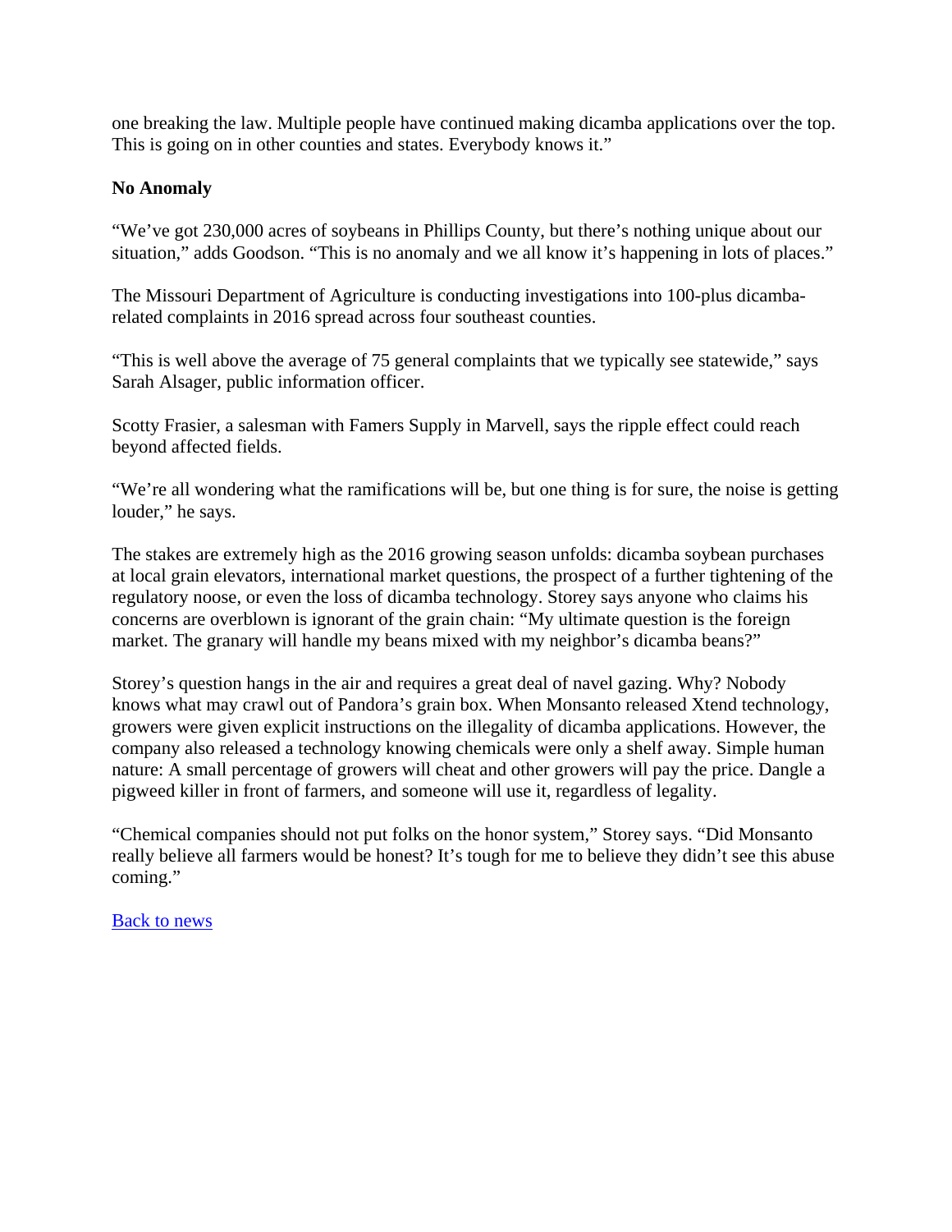one breaking the law. Multiple people have continued making dicamba applications over the top. This is going on in other counties and states. Everybody knows it."

**No Anomaly**

"We've got 230,000 acres of soybeans in Phillips County, but there's nothing unique about our situation," adds Goodson. "This is no anomaly and we all know it's happening in lots of places."

The Missouri Department of Agriculture is conducting investigations into 100-plus dicamba-related complaints in 2016 spread across four southeast counties.

"This is well above the average of 75 general complaints that we typically see statewide," says Sarah Alsager, public information officer.

Scotty Frasier, a salesman with Famers Supply in Marvell, says the ripple effect could reach beyond affected fields.

"We're all wondering what the ramifications will be, but one thing is for sure, the noise is getting louder," he says.

The stakes are extremely high as the 2016 growing season unfolds: dicamba soybean purchases at local grain elevators, international market questions, the prospect of a further tightening of the regulatory noose, or even the loss of dicamba technology. Storey says anyone who claims his concerns are overblown is ignorant of the grain chain: "My ultimate question is the foreign market. The granary will handle my beans mixed with my neighbor's dicamba beans?"

Storey's question hangs in the air and requires a great deal of navel gazing. Why? Nobody knows what may crawl out of Pandora's grain box. When Monsanto released Xtend technology, growers were given explicit instructions on the illegality of dicamba applications. However, the company also released a technology knowing chemicals were only a shelf away. Simple human nature: A small percentage of growers will cheat and other growers will pay the price. Dangle a pigweed killer in front of farmers, and someone will use it, regardless of legality.

"Chemical companies should not put folks on the honor system," Storey says. "Did Monsanto really believe all farmers would be honest? It's tough for me to believe they didn't see this abuse coming."

Back to news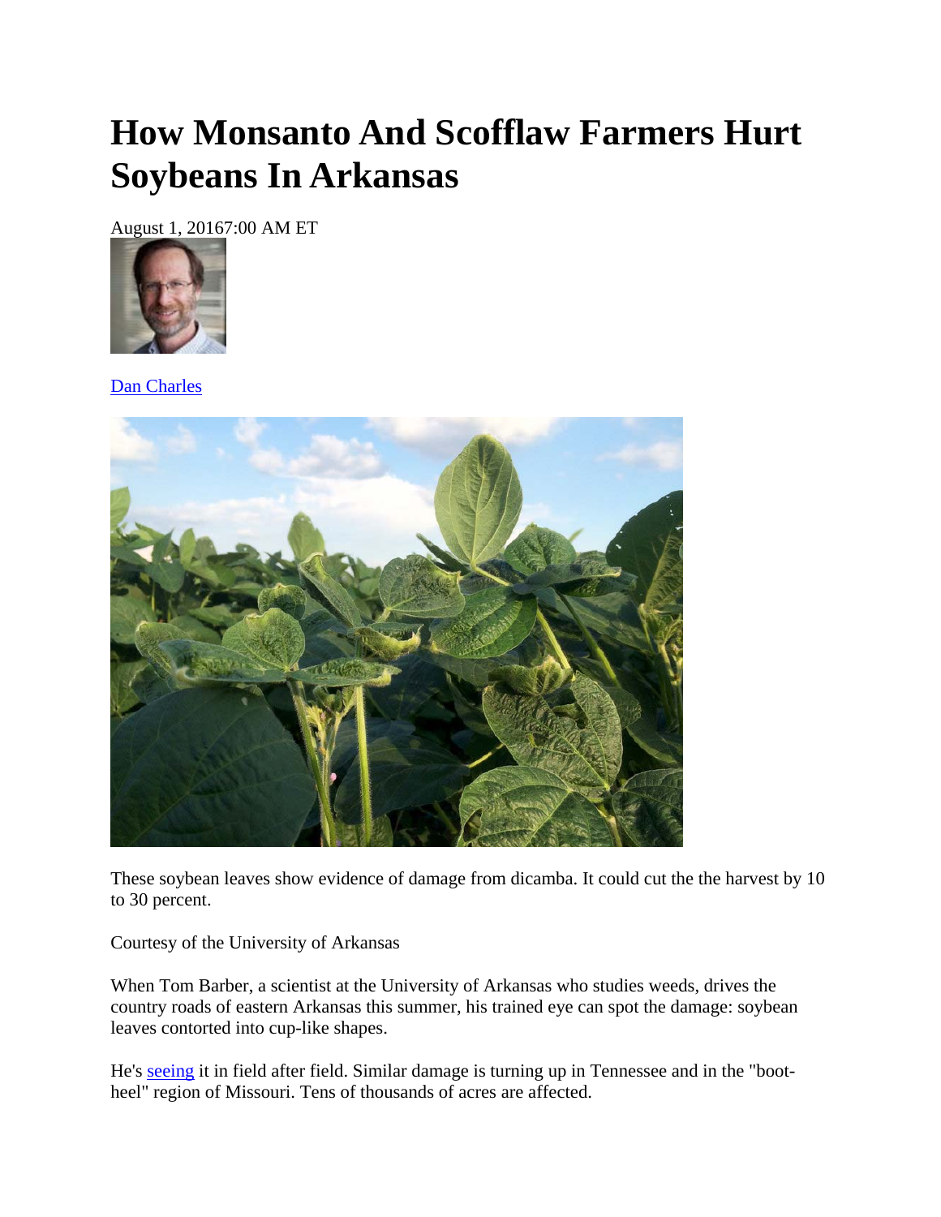# How Monsanto And Scofflaw Farmers Hurt Soybeans In Arkansas

August 1, 20167:00 AM ET

Dan Charles

These soybean leaves show evidence of damage from dicamba. It could cut the the harvest by 10 to 30 percent.

Courtesy of the University of Arkansas

When Tom Barber, a scientist at the University of Arkansas who studies weeds, drives the country roads of eastern Arkansas this summer, his trained eye can spot the damage: soybean leaves contorted into cup-like shapes.

He's seeing it in field after field. Similar damage is turning up in Tennessee and in the "boot-heel" region of Missouri. Tens of thousands of acres are affected.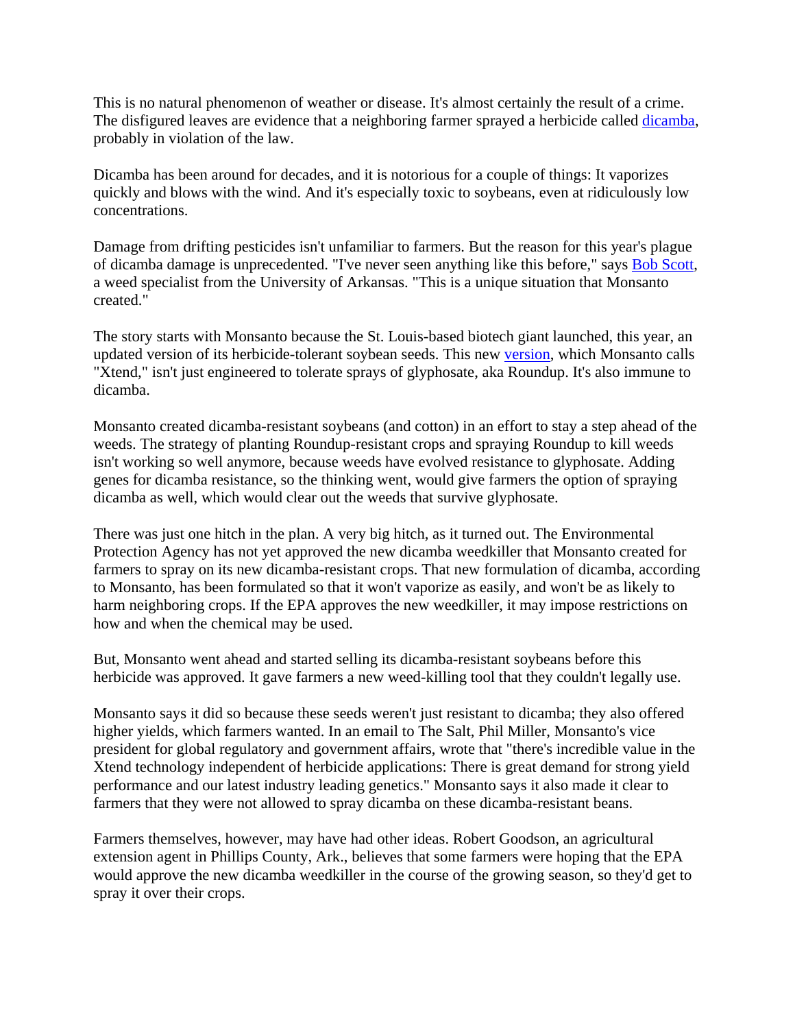This is no natural phenomenon of weather or disease. It's almost certainly the result of a crime. The disfigured leaves are evidence that a neighboring farmer sprayed a herbicide called dicamba, probably in violation of the law.

Dicamba has been around for decades, and it is notorious for a couple of things: It vaporizes quickly and blows with the wind. And it's especially toxic to soybeans, even at ridiculously low concentrations.

Damage from drifting pesticides isn't unfamiliar to farmers. But the reason for this year's plague of dicamba damage is unprecedented. "I've never seen anything like this before," says Bob Scott, a weed specialist from the University of Arkansas. "This is a unique situation that Monsanto created."

The story starts with Monsanto because the St. Louis-based biotech giant launched, this year, an updated version of its herbicide-tolerant soybean seeds. This new version, which Monsanto calls "Xtend," isn't just engineered to tolerate sprays of glyphosate, aka Roundup. It's also immune to dicamba.

Monsanto created dicamba-resistant soybeans (and cotton) in an effort to stay a step ahead of the weeds. The strategy of planting Roundup-resistant crops and spraying Roundup to kill weeds isn't working so well anymore, because weeds have evolved resistance to glyphosate. Adding genes for dicamba resistance, so the thinking went, would give farmers the option of spraying dicamba as well, which would clear out the weeds that survive glyphosate.

There was just one hitch in the plan. A very big hitch, as it turned out. The Environmental Protection Agency has not yet approved the new dicamba weedkiller that Monsanto created for farmers to spray on its new dicamba-resistant crops. That new formulation of dicamba, according to Monsanto, has been formulated so that it won't vaporize as easily, and won't be as likely to harm neighboring crops. If the EPA approves the new weedkiller, it may impose restrictions on how and when the chemical may be used.

But, Monsanto went ahead and started selling its dicamba-resistant soybeans before this herbicide was approved. It gave farmers a new weed-killing tool that they couldn't legally use.

Monsanto says it did so because these seeds weren't just resistant to dicamba; they also offered higher yields, which farmers wanted. In an email to The Salt, Phil Miller, Monsanto's vice president for global regulatory and government affairs, wrote that "there's incredible value in the Xtend technology independent of herbicide applications: There is great demand for strong yield performance and our latest industry leading genetics." Monsanto says it also made it clear to farmers that they were not allowed to spray dicamba on these dicamba-resistant beans.

Farmers themselves, however, may have had other ideas. Robert Goodson, an agricultural extension agent in Phillips County, Ark., believes that some farmers were hoping that the EPA would approve the new dicamba weedkiller in the course of the growing season, so they'd get to spray it over their crops.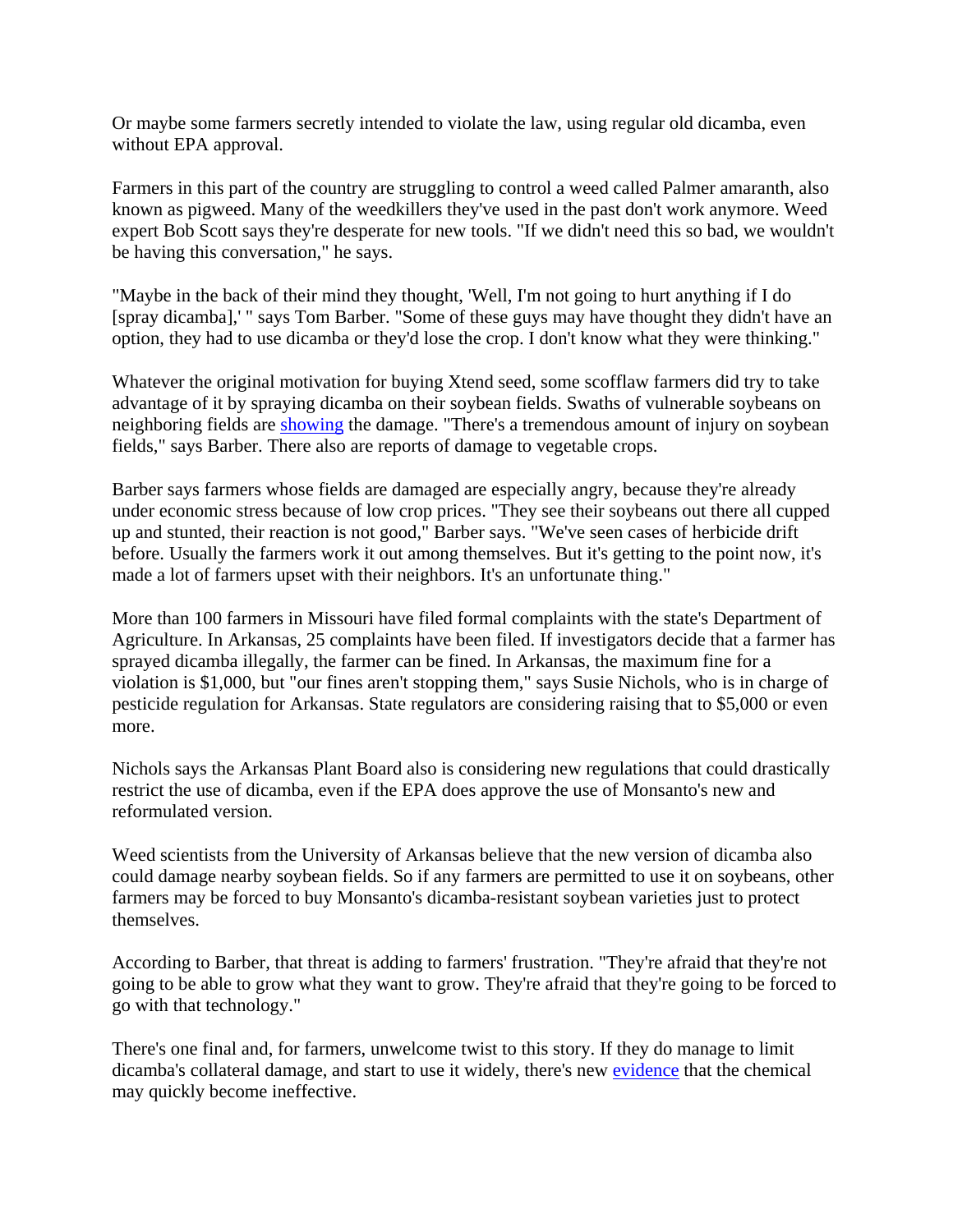Or maybe some farmers secretly intended to violate the law, using regular old dicamba, even without EPA approval.

Farmers in this part of the country are struggling to control a weed called Palmer amaranth, also known as pigweed. Many of the weedkillers they've used in the past don't work anymore. Weed expert Bob Scott says they're desperate for new tools. "If we didn't need this so bad, we wouldn't be having this conversation," he says.

"Maybe in the back of their mind they thought, 'Well, I'm not going to hurt anything if I do [spray dicamba],' " says Tom Barber. "Some of these guys may have thought they didn't have an option, they had to use dicamba or they'd lose the crop. I don't know what they were thinking."

Whatever the original motivation for buying Xtend seed, some scofflaw farmers did try to take advantage of it by spraying dicamba on their soybean fields. Swaths of vulnerable soybeans on neighboring fields are showing the damage. "There's a tremendous amount of injury on soybean fields," says Barber. There also are reports of damage to vegetable crops.

Barber says farmers whose fields are damaged are especially angry, because they're already under economic stress because of low crop prices. "They see their soybeans out there all cupped up and stunted, their reaction is not good," Barber says. "We've seen cases of herbicide drift before. Usually the farmers work it out among themselves. But it's getting to the point now, it's made a lot of farmers upset with their neighbors. It's an unfortunate thing."

More than 100 farmers in Missouri have filed formal complaints with the state's Department of Agriculture. In Arkansas, 25 complaints have been filed. If investigators decide that a farmer has sprayed dicamba illegally, the farmer can be fined. In Arkansas, the maximum fine for a violation is $1,000, but "our fines aren't stopping them," says Susie Nichols, who is in charge of pesticide regulation for Arkansas. State regulators are considering raising that to $5,000 or even more.

Nichols says the Arkansas Plant Board also is considering new regulations that could drastically restrict the use of dicamba, even if the EPA does approve the use of Monsanto's new and reformulated version.

Weed scientists from the University of Arkansas believe that the new version of dicamba also could damage nearby soybean fields. So if any farmers are permitted to use it on soybeans, other farmers may be forced to buy Monsanto's dicamba-resistant soybean varieties just to protect themselves.

According to Barber, that threat is adding to farmers' frustration. "They're afraid that they're not going to be able to grow what they want to grow. They're afraid that they're going to be forced to go with that technology."

There's one final and, for farmers, unwelcome twist to this story. If they do manage to limit dicamba's collateral damage, and start to use it widely, there's new evidence that the chemical may quickly become ineffective.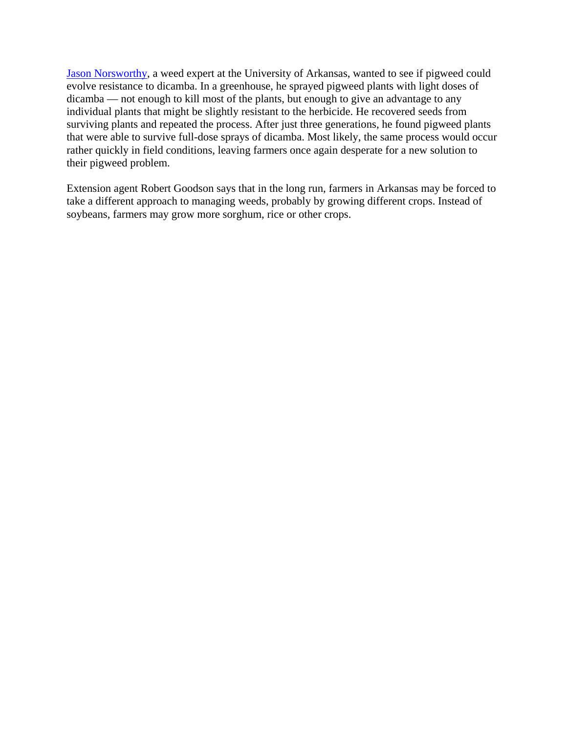[Jason Norsworthy], a weed expert at the University of Arkansas, wanted to see if pigweed could evolve resistance to dicamba. In a greenhouse, he sprayed pigweed plants with light doses of dicamba — not enough to kill most of the plants, but enough to give an advantage to any individual plants that might be slightly resistant to the herbicide. He recovered seeds from surviving plants and repeated the process. After just three generations, he found pigweed plants that were able to survive full-dose sprays of dicamba. Most likely, the same process would occur rather quickly in field conditions, leaving farmers once again desperate for a new solution to their pigweed problem.

Extension agent Robert Goodson says that in the long run, farmers in Arkansas may be forced to take a different approach to managing weeds, probably by growing different crops. Instead of soybeans, farmers may grow more sorghum, rice or other crops.